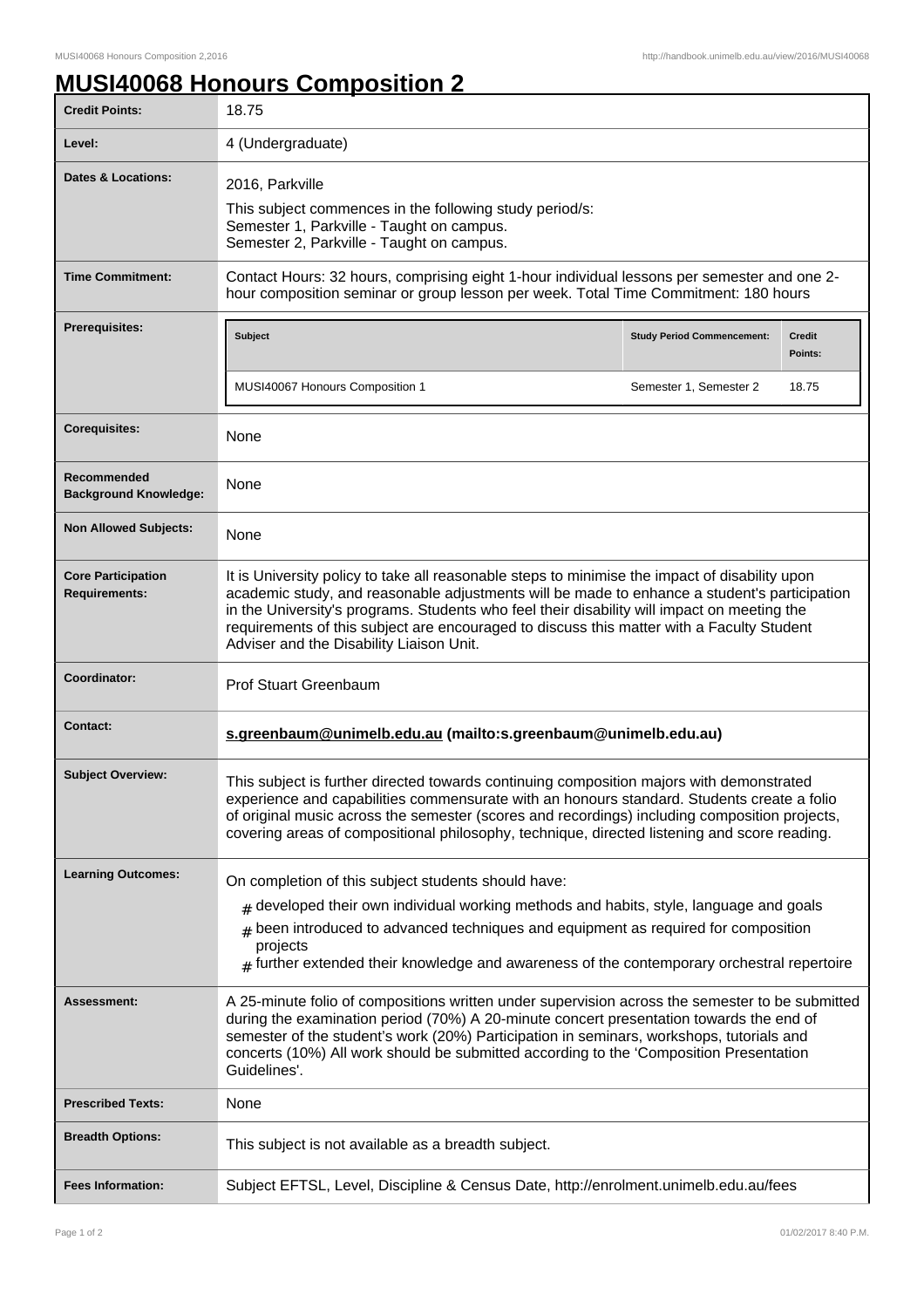# MUSI40068 Honours Composition 2

| | |
|---|---|
| **Credit Points:** | 18.75 |
| **Level:** | 4 (Undergraduate) |
| **Dates & Locations:** | 2016, Parkville<br>This subject commences in the following study period/s:<br>Semester 1, Parkville - Taught on campus.<br>Semester 2, Parkville - Taught on campus. |
| **Time Commitment:** | Contact Hours: 32 hours, comprising eight 1-hour individual lessons per semester and one 2-hour composition seminar or group lesson per week. Total Time Commitment: 180 hours |
| **Prerequisites:** | **Subject** / **Study Period Commencement** / **Credit Points**: MUSI40067 Honours Composition 1 / Semester 1, Semester 2 / 18.75 |
| **Corequisites:** | None |
| **Recommended Background Knowledge:** | None |
| **Non Allowed Subjects:** | None |
| **Core Participation Requirements:** | It is University policy to take all reasonable steps to minimise the impact of disability upon academic study, and reasonable adjustments will be made to enhance a student's participation in the University's programs. Students who feel their disability will impact on meeting the requirements of this subject are encouraged to discuss this matter with a Faculty Student Adviser and the Disability Liaison Unit. |
| **Coordinator:** | Prof Stuart Greenbaum |
| **Contact:** | **s.greenbaum@unimelb.edu.au (mailto:s.greenbaum@unimelb.edu.au)** |
| **Subject Overview:** | This subject is further directed towards continuing composition majors with demonstrated experience and capabilities commensurate with an honours standard. Students create a folio of original music across the semester (scores and recordings) including composition projects, covering areas of compositional philosophy, technique, directed listening and score reading. |
| **Learning Outcomes:** | On completion of this subject students should have:<br># developed their own individual working methods and habits, style, language and goals<br># been introduced to advanced techniques and equipment as required for composition projects<br># further extended their knowledge and awareness of the contemporary orchestral repertoire |
| **Assessment:** | A 25-minute folio of compositions written under supervision across the semester to be submitted during the examination period (70%) A 20-minute concert presentation towards the end of semester of the student's work (20%) Participation in seminars, workshops, tutorials and concerts (10%) All work should be submitted according to the 'Composition Presentation Guidelines'. |
| **Prescribed Texts:** | None |
| **Breadth Options:** | This subject is not available as a breadth subject. |
| **Fees Information:** | Subject EFTSL, Level, Discipline & Census Date, http://enrolment.unimelb.edu.au/fees |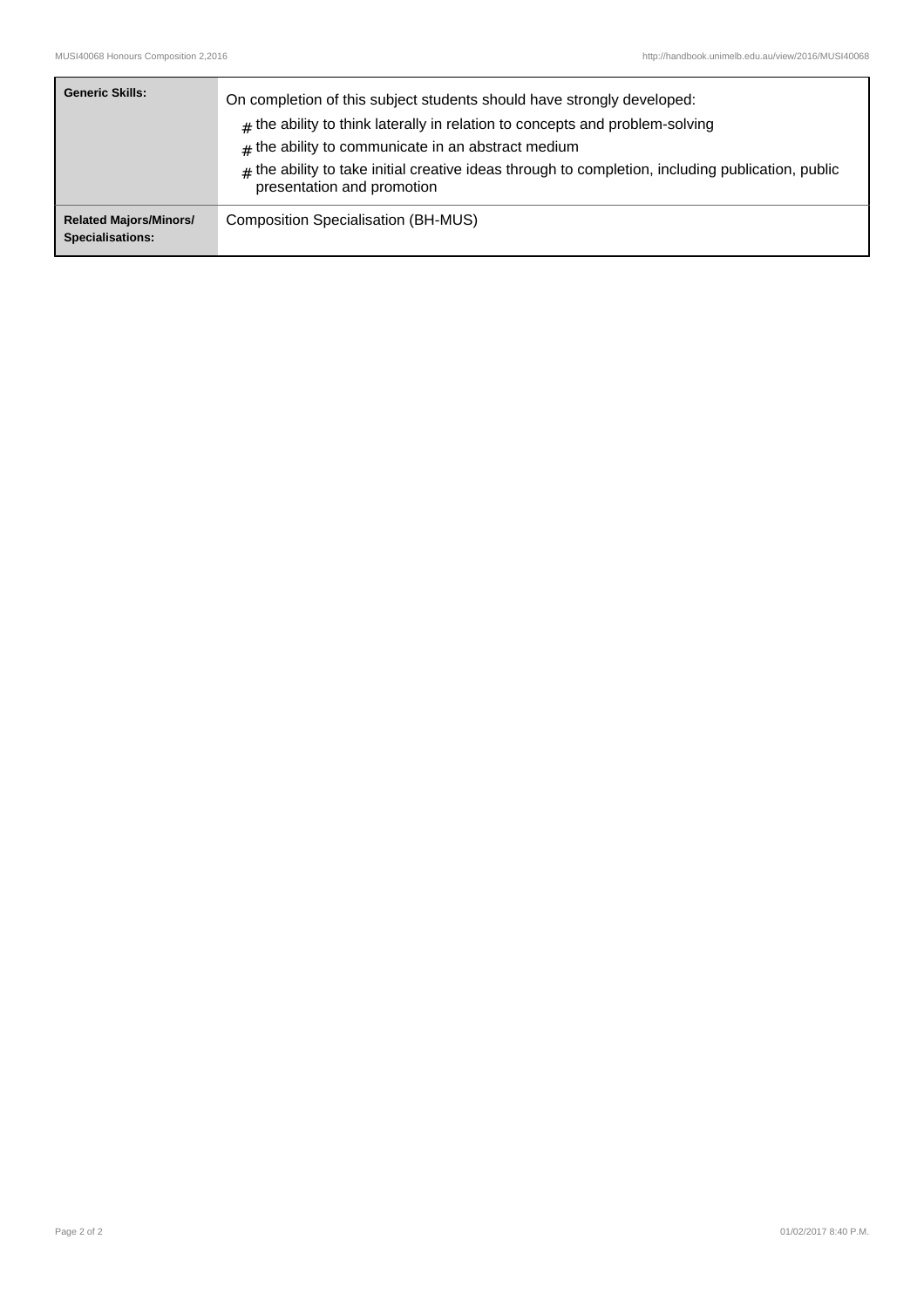| | |
|---|---|
| **Generic Skills:** | On completion of this subject students should have strongly developed:<br># the ability to think laterally in relation to concepts and problem-solving<br># the ability to communicate in an abstract medium<br># the ability to take initial creative ideas through to completion, including publication, public presentation and promotion |
| **Related Majors/Minors/ Specialisations:** | Composition Specialisation (BH-MUS) |